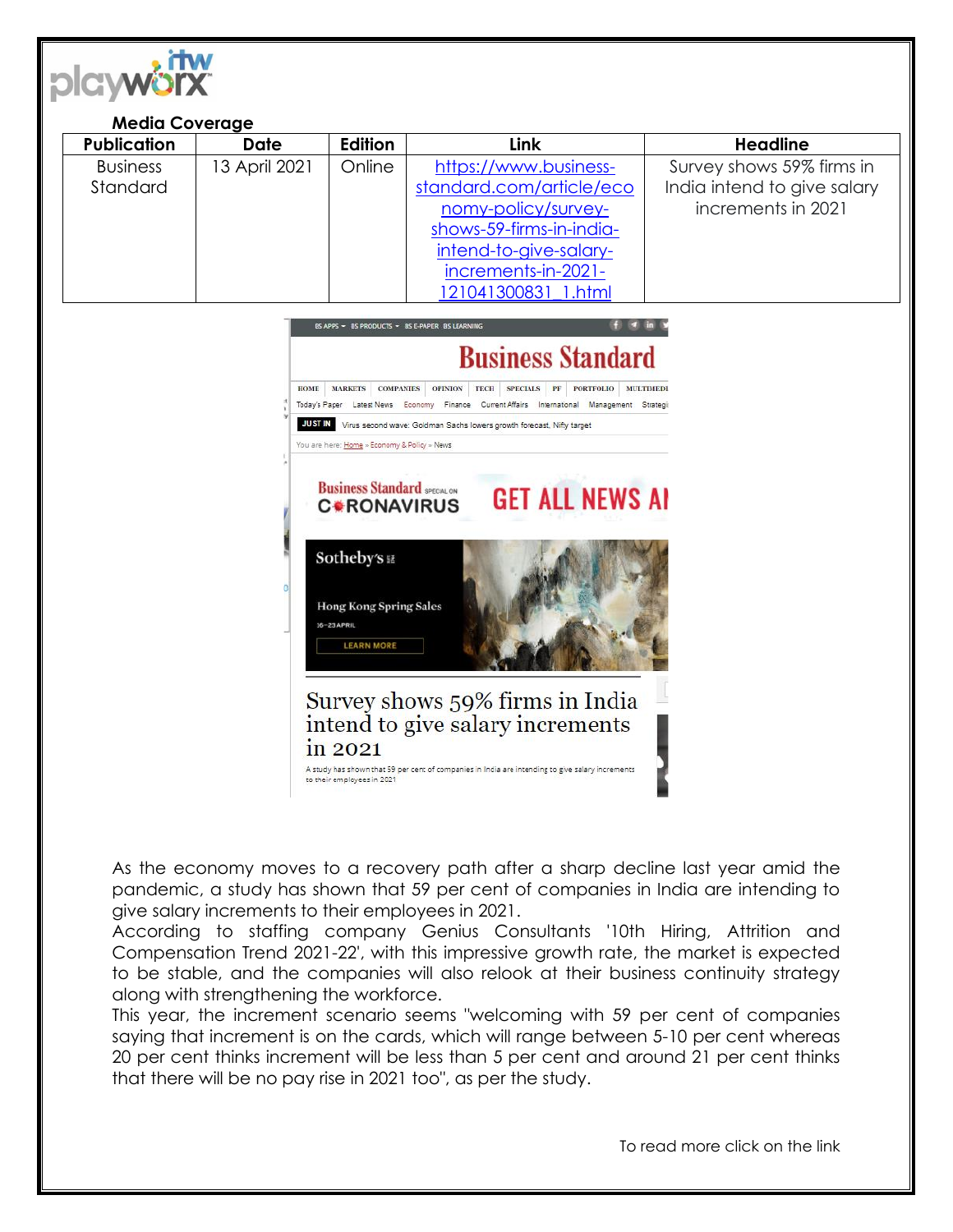**Media Coverage**

| Publication | Date | Edition | Link | Headline |
|---|---|---|---|---|
| Business Standard | 13 April 2021 | Online | https://www.business-standard.com/article/economy-policy/survey-shows-59-firms-in-india-intend-to-give-salary-increments-in-2021-121041300831_1.html | Survey shows 59% firms in India intend to give salary increments in 2021 |

As the economy moves to a recovery path after a sharp decline last year amid the pandemic, a study has shown that 59 per cent of companies in India are intending to give salary increments to their employees in 2021.

According to staffing company Genius Consultants '10th Hiring, Attrition and Compensation Trend 2021-22', with this impressive growth rate, the market is expected to be stable, and the companies will also relook at their business continuity strategy along with strengthening the workforce.

This year, the increment scenario seems "welcoming with 59 per cent of companies saying that increment is on the cards, which will range between 5-10 per cent whereas 20 per cent thinks increment will be less than 5 per cent and around 21 per cent thinks that there will be no pay rise in 2021 too", as per the study.

To read more click on the link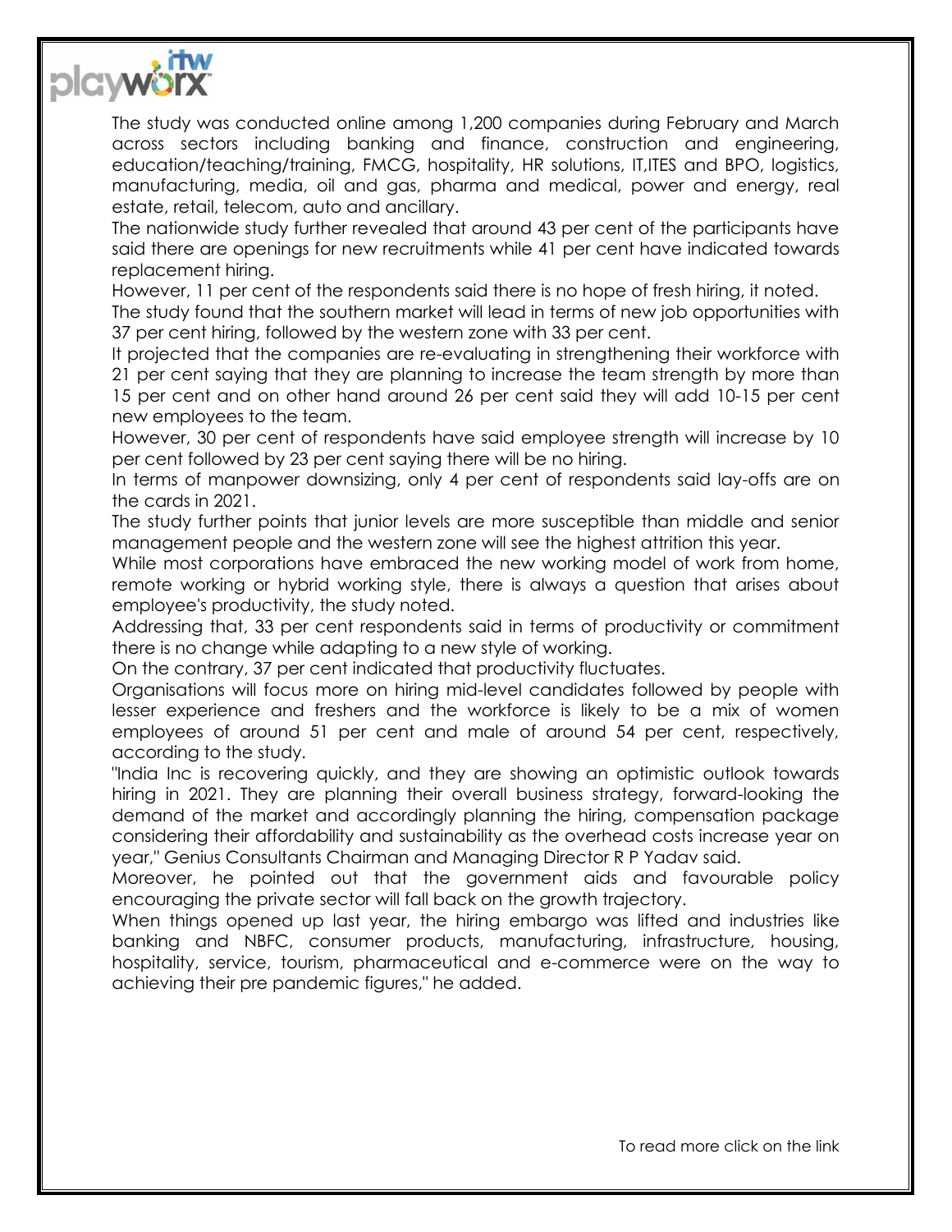The study was conducted online among 1,200 companies during February and March across sectors including banking and finance, construction and engineering, education/teaching/training, FMCG, hospitality, HR solutions, IT,ITES and BPO, logistics, manufacturing, media, oil and gas, pharma and medical, power and energy, real estate, retail, telecom, auto and ancillary.

The nationwide study further revealed that around 43 per cent of the participants have said there are openings for new recruitments while 41 per cent have indicated towards replacement hiring.

However, 11 per cent of the respondents said there is no hope of fresh hiring, it noted.

The study found that the southern market will lead in terms of new job opportunities with 37 per cent hiring, followed by the western zone with 33 per cent.

It projected that the companies are re-evaluating in strengthening their workforce with 21 per cent saying that they are planning to increase the team strength by more than 15 per cent and on other hand around 26 per cent said they will add 10-15 per cent new employees to the team.

However, 30 per cent of respondents have said employee strength will increase by 10 per cent followed by 23 per cent saying there will be no hiring.

In terms of manpower downsizing, only 4 per cent of respondents said lay-offs are on the cards in 2021.

The study further points that junior levels are more susceptible than middle and senior management people and the western zone will see the highest attrition this year.

While most corporations have embraced the new working model of work from home, remote working or hybrid working style, there is always a question that arises about employee's productivity, the study noted.

Addressing that, 33 per cent respondents said in terms of productivity or commitment there is no change while adapting to a new style of working.

On the contrary, 37 per cent indicated that productivity fluctuates.

Organisations will focus more on hiring mid-level candidates followed by people with lesser experience and freshers and the workforce is likely to be a mix of women employees of around 51 per cent and male of around 54 per cent, respectively, according to the study.

"India Inc is recovering quickly, and they are showing an optimistic outlook towards hiring in 2021. They are planning their overall business strategy, forward-looking the demand of the market and accordingly planning the hiring, compensation package considering their affordability and sustainability as the overhead costs increase year on year," Genius Consultants Chairman and Managing Director R P Yadav said.

Moreover, he pointed out that the government aids and favourable policy encouraging the private sector will fall back on the growth trajectory.

When things opened up last year, the hiring embargo was lifted and industries like banking and NBFC, consumer products, manufacturing, infrastructure, housing, hospitality, service, tourism, pharmaceutical and e-commerce were on the way to achieving their pre pandemic figures," he added.

To read more click on the link